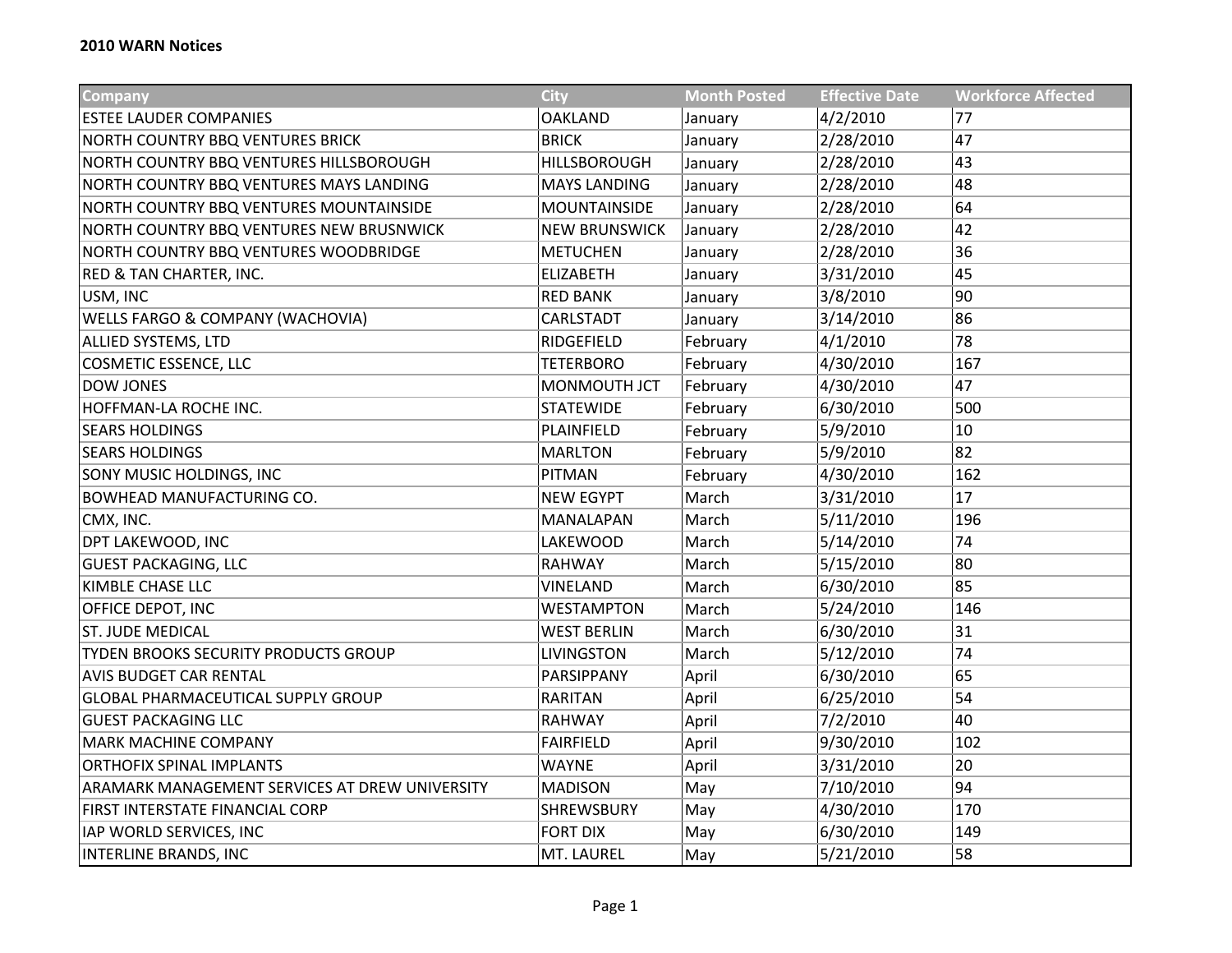**2010 WARN Notices**

| Company | City | Month Posted | Effective Date | Workforce Affected |
|---|---|---|---|---|
| ESTEE LAUDER COMPANIES | OAKLAND | January | 4/2/2010 | 77 |
| NORTH COUNTRY BBQ VENTURES BRICK | BRICK | January | 2/28/2010 | 47 |
| NORTH COUNTRY BBQ VENTURES HILLSBOROUGH | HILLSBOROUGH | January | 2/28/2010 | 43 |
| NORTH COUNTRY BBQ VENTURES MAYS LANDING | MAYS LANDING | January | 2/28/2010 | 48 |
| NORTH COUNTRY BBQ VENTURES MOUNTAINSIDE | MOUNTAINSIDE | January | 2/28/2010 | 64 |
| NORTH COUNTRY BBQ VENTURES NEW BRUSNWICK | NEW BRUNSWICK | January | 2/28/2010 | 42 |
| NORTH COUNTRY BBQ VENTURES WOODBRIDGE | METUCHEN | January | 2/28/2010 | 36 |
| RED & TAN CHARTER, INC. | ELIZABETH | January | 3/31/2010 | 45 |
| USM, INC | RED BANK | January | 3/8/2010 | 90 |
| WELLS FARGO & COMPANY (WACHOVIA) | CARLSTADT | January | 3/14/2010 | 86 |
| ALLIED SYSTEMS, LTD | RIDGEFIELD | February | 4/1/2010 | 78 |
| COSMETIC ESSENCE, LLC | TETERBORO | February | 4/30/2010 | 167 |
| DOW JONES | MONMOUTH JCT | February | 4/30/2010 | 47 |
| HOFFMAN-LA ROCHE INC. | STATEWIDE | February | 6/30/2010 | 500 |
| SEARS HOLDINGS | PLAINFIELD | February | 5/9/2010 | 10 |
| SEARS HOLDINGS | MARLTON | February | 5/9/2010 | 82 |
| SONY MUSIC HOLDINGS, INC | PITMAN | February | 4/30/2010 | 162 |
| BOWHEAD MANUFACTURING CO. | NEW EGYPT | March | 3/31/2010 | 17 |
| CMX, INC. | MANALAPAN | March | 5/11/2010 | 196 |
| DPT LAKEWOOD, INC | LAKEWOOD | March | 5/14/2010 | 74 |
| GUEST PACKAGING, LLC | RAHWAY | March | 5/15/2010 | 80 |
| KIMBLE CHASE LLC | VINELAND | March | 6/30/2010 | 85 |
| OFFICE DEPOT, INC | WESTAMPTON | March | 5/24/2010 | 146 |
| ST. JUDE MEDICAL | WEST BERLIN | March | 6/30/2010 | 31 |
| TYDEN BROOKS SECURITY PRODUCTS GROUP | LIVINGSTON | March | 5/12/2010 | 74 |
| AVIS BUDGET CAR RENTAL | PARSIPPANY | April | 6/30/2010 | 65 |
| GLOBAL PHARMACEUTICAL SUPPLY GROUP | RARITAN | April | 6/25/2010 | 54 |
| GUEST PACKAGING LLC | RAHWAY | April | 7/2/2010 | 40 |
| MARK MACHINE COMPANY | FAIRFIELD | April | 9/30/2010 | 102 |
| ORTHOFIX SPINAL IMPLANTS | WAYNE | April | 3/31/2010 | 20 |
| ARAMARK MANAGEMENT SERVICES AT DREW UNIVERSITY | MADISON | May | 7/10/2010 | 94 |
| FIRST INTERSTATE FINANCIAL CORP | SHREWSBURY | May | 4/30/2010 | 170 |
| IAP WORLD SERVICES, INC | FORT DIX | May | 6/30/2010 | 149 |
| INTERLINE BRANDS, INC | MT. LAUREL | May | 5/21/2010 | 58 |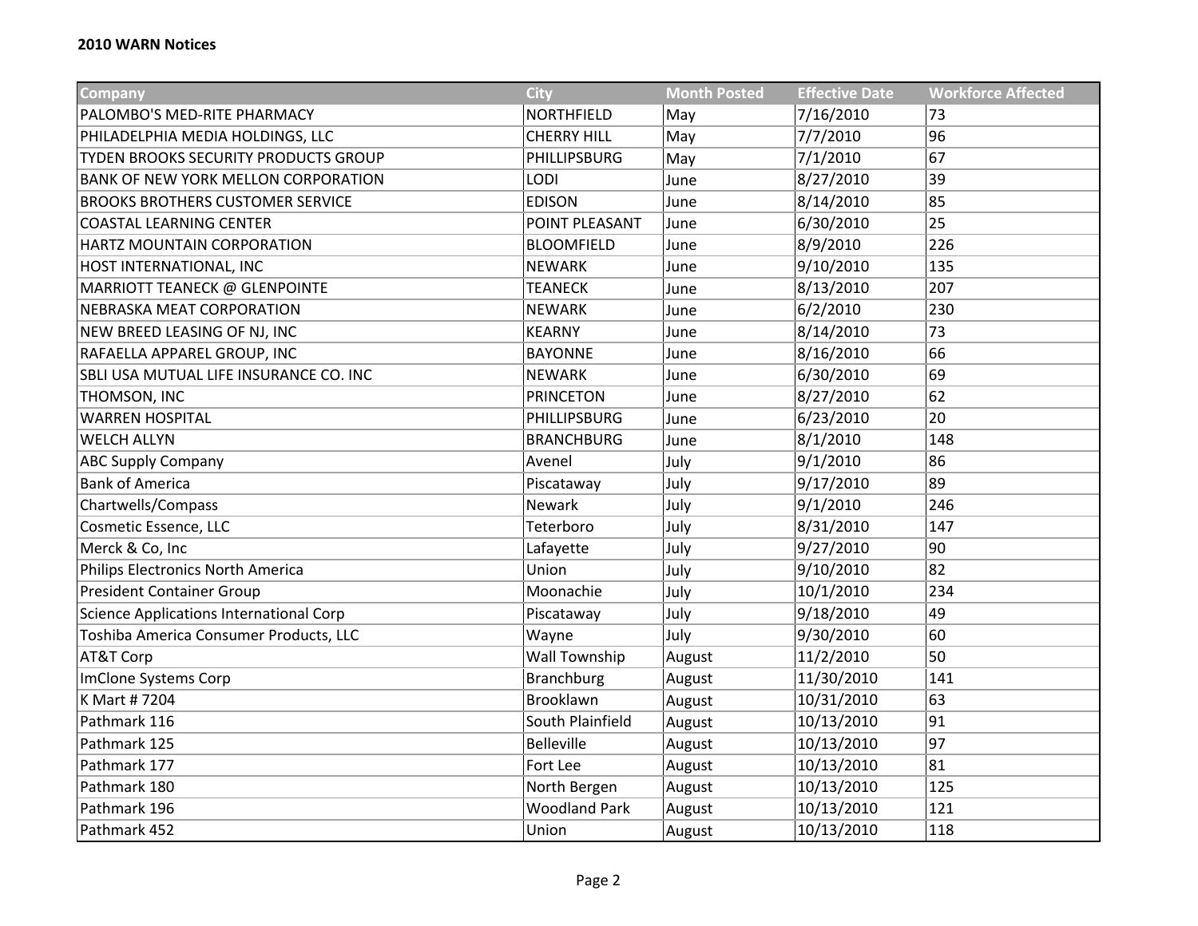**2010 WARN Notices**

| Company | City | Month Posted | Effective Date | Workforce Affected |
|---|---|---|---|---|
| PALOMBO'S MED-RITE PHARMACY | NORTHFIELD | May | 7/16/2010 | 73 |
| PHILADELPHIA MEDIA HOLDINGS, LLC | CHERRY HILL | May | 7/7/2010 | 96 |
| TYDEN BROOKS SECURITY PRODUCTS GROUP | PHILLIPSBURG | May | 7/1/2010 | 67 |
| BANK OF NEW YORK MELLON CORPORATION | LODI | June | 8/27/2010 | 39 |
| BROOKS BROTHERS CUSTOMER SERVICE | EDISON | June | 8/14/2010 | 85 |
| COASTAL LEARNING CENTER | POINT PLEASANT | June | 6/30/2010 | 25 |
| HARTZ MOUNTAIN CORPORATION | BLOOMFIELD | June | 8/9/2010 | 226 |
| HOST INTERNATIONAL, INC | NEWARK | June | 9/10/2010 | 135 |
| MARRIOTT TEANECK @ GLENPOINTE | TEANECK | June | 8/13/2010 | 207 |
| NEBRASKA MEAT CORPORATION | NEWARK | June | 6/2/2010 | 230 |
| NEW BREED LEASING OF NJ, INC | KEARNY | June | 8/14/2010 | 73 |
| RAFAELLA APPAREL GROUP, INC | BAYONNE | June | 8/16/2010 | 66 |
| SBLI USA MUTUAL LIFE INSURANCE CO. INC | NEWARK | June | 6/30/2010 | 69 |
| THOMSON, INC | PRINCETON | June | 8/27/2010 | 62 |
| WARREN HOSPITAL | PHILLIPSBURG | June | 6/23/2010 | 20 |
| WELCH ALLYN | BRANCHBURG | June | 8/1/2010 | 148 |
| ABC Supply Company | Avenel | July | 9/1/2010 | 86 |
| Bank of America | Piscataway | July | 9/17/2010 | 89 |
| Chartwells/Compass | Newark | July | 9/1/2010 | 246 |
| Cosmetic Essence, LLC | Teterboro | July | 8/31/2010 | 147 |
| Merck & Co, Inc | Lafayette | July | 9/27/2010 | 90 |
| Philips Electronics North America | Union | July | 9/10/2010 | 82 |
| President Container Group | Moonachie | July | 10/1/2010 | 234 |
| Science Applications International Corp | Piscataway | July | 9/18/2010 | 49 |
| Toshiba America Consumer Products, LLC | Wayne | July | 9/30/2010 | 60 |
| AT&T Corp | Wall Township | August | 11/2/2010 | 50 |
| ImClone Systems Corp | Branchburg | August | 11/30/2010 | 141 |
| K Mart # 7204 | Brooklawn | August | 10/31/2010 | 63 |
| Pathmark 116 | South Plainfield | August | 10/13/2010 | 91 |
| Pathmark 125 | Belleville | August | 10/13/2010 | 97 |
| Pathmark 177 | Fort Lee | August | 10/13/2010 | 81 |
| Pathmark 180 | North Bergen | August | 10/13/2010 | 125 |
| Pathmark 196 | Woodland Park | August | 10/13/2010 | 121 |
| Pathmark 452 | Union | August | 10/13/2010 | 118 |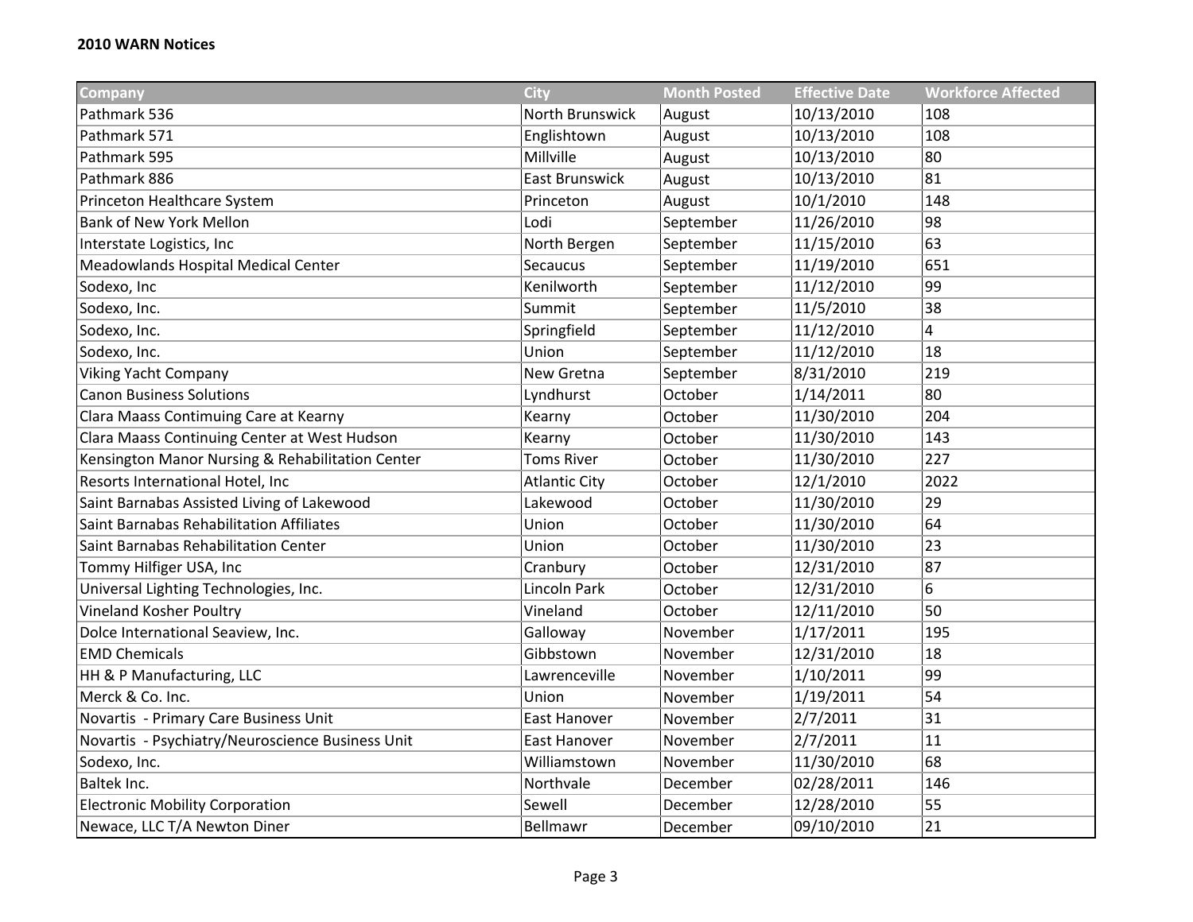**2010 WARN Notices**

| Company | City | Month Posted | Effective Date | Workforce Affected |
|---|---|---|---|---|
| Pathmark 536 | North Brunswick | August | 10/13/2010 | 108 |
| Pathmark 571 | Englishtown | August | 10/13/2010 | 108 |
| Pathmark 595 | Millville | August | 10/13/2010 | 80 |
| Pathmark 886 | East Brunswick | August | 10/13/2010 | 81 |
| Princeton Healthcare System | Princeton | August | 10/1/2010 | 148 |
| Bank of New York Mellon | Lodi | September | 11/26/2010 | 98 |
| Interstate Logistics, Inc | North Bergen | September | 11/15/2010 | 63 |
| Meadowlands Hospital Medical Center | Secaucus | September | 11/19/2010 | 651 |
| Sodexo, Inc | Kenilworth | September | 11/12/2010 | 99 |
| Sodexo, Inc. | Summit | September | 11/5/2010 | 38 |
| Sodexo, Inc. | Springfield | September | 11/12/2010 | 4 |
| Sodexo, Inc. | Union | September | 11/12/2010 | 18 |
| Viking Yacht Company | New Gretna | September | 8/31/2010 | 219 |
| Canon Business Solutions | Lyndhurst | October | 1/14/2011 | 80 |
| Clara Maass Contimuing Care at Kearny | Kearny | October | 11/30/2010 | 204 |
| Clara Maass Continuing Center at West Hudson | Kearny | October | 11/30/2010 | 143 |
| Kensington Manor Nursing & Rehabilitation Center | Toms River | October | 11/30/2010 | 227 |
| Resorts International Hotel, Inc | Atlantic City | October | 12/1/2010 | 2022 |
| Saint Barnabas Assisted Living of Lakewood | Lakewood | October | 11/30/2010 | 29 |
| Saint Barnabas Rehabilitation Affiliates | Union | October | 11/30/2010 | 64 |
| Saint Barnabas Rehabilitation Center | Union | October | 11/30/2010 | 23 |
| Tommy Hilfiger USA, Inc | Cranbury | October | 12/31/2010 | 87 |
| Universal Lighting Technologies, Inc. | Lincoln Park | October | 12/31/2010 | 6 |
| Vineland Kosher Poultry | Vineland | October | 12/11/2010 | 50 |
| Dolce International Seaview, Inc. | Galloway | November | 1/17/2011 | 195 |
| EMD Chemicals | Gibbstown | November | 12/31/2010 | 18 |
| HH & P Manufacturing, LLC | Lawrenceville | November | 1/10/2011 | 99 |
| Merck & Co. Inc. | Union | November | 1/19/2011 | 54 |
| Novartis - Primary Care Business Unit | East Hanover | November | 2/7/2011 | 31 |
| Novartis - Psychiatry/Neuroscience Business Unit | East Hanover | November | 2/7/2011 | 11 |
| Sodexo, Inc. | Williamstown | November | 11/30/2010 | 68 |
| Baltek Inc. | Northvale | December | 02/28/2011 | 146 |
| Electronic Mobility Corporation | Sewell | December | 12/28/2010 | 55 |
| Newace, LLC T/A Newton Diner | Bellmawr | December | 09/10/2010 | 21 |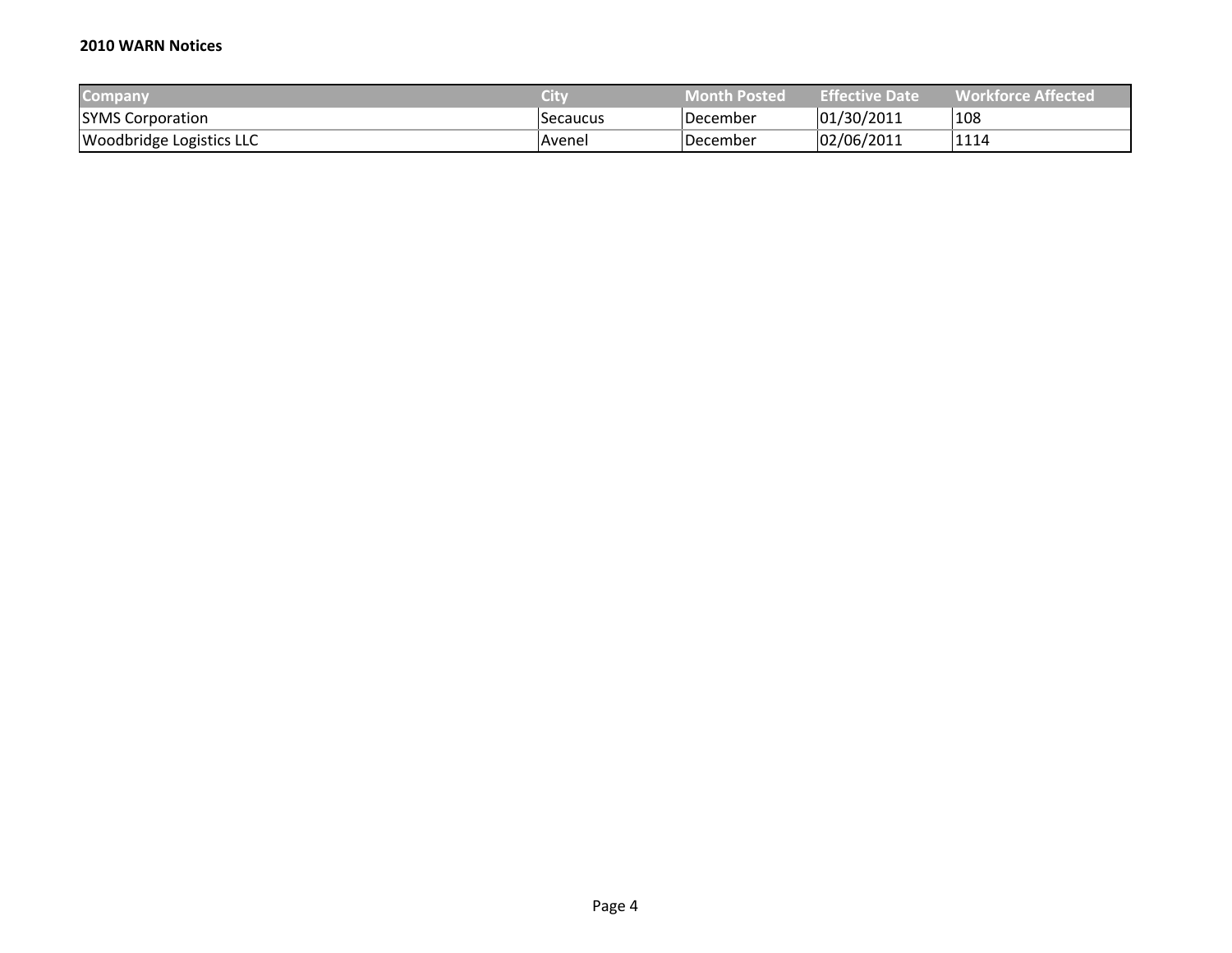**2010 WARN Notices**

| Company | City | Month Posted | Effective Date | Workforce Affected |
| --- | --- | --- | --- | --- |
| SYMS Corporation | Secaucus | December | 01/30/2011 | 108 |
| Woodbridge Logistics LLC | Avenel | December | 02/06/2011 | 1114 |